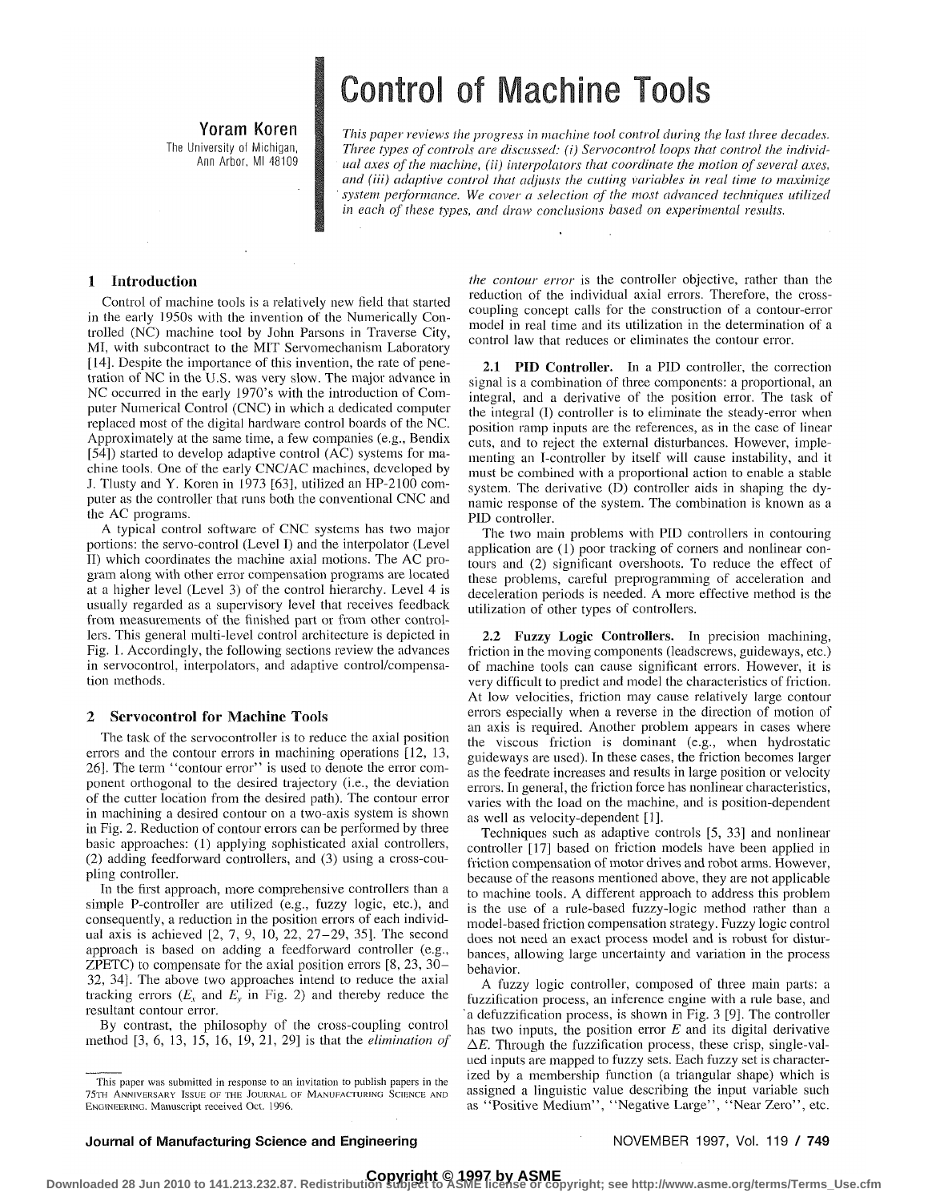# Control of Machine Tools

**Yoram Koren**
The University of Michigan,
Ann Arbor, MI 48109

*This paper reviews the progress in machine tool control during the last three decades. Three types of controls are discussed: (i) Servocontrol loops that control the individual axes of the machine, (ii) interpolators that coordinate the motion of several axes, and (iii) adaptive control that adjusts the cutting variables in real time to maximize system performance. We cover a selection of the most advanced techniques utilized in each of these types, and draw conclusions based on experimental results.*

## 1 Introduction

Control of machine tools is a relatively new field that started in the early 1950s with the invention of the Numerically Controlled (NC) machine tool by John Parsons in Traverse City, MI, with subcontract to the MIT Servomechanism Laboratory [14]. Despite the importance of this invention, the rate of penetration of NC in the U.S. was very slow. The major advance in NC occurred in the early 1970's with the introduction of Computer Numerical Control (CNC) in which a dedicated computer replaced most of the digital hardware control boards of the NC. Approximately at the same time, a few companies (e.g., Bendix [54]) started to develop adaptive control (AC) systems for machine tools. One of the early CNC/AC machines, developed by J. Tlusty and Y. Koren in 1973 [63], utilized an HP-2100 computer as the controller that runs both the conventional CNC and the AC programs.

A typical control software of CNC systems has two major portions: the servo-control (Level I) and the interpolator (Level II) which coordinates the machine axial motions. The AC program along with other error compensation programs are located at a higher level (Level 3) of the control hierarchy. Level 4 is usually regarded as a supervisory level that receives feedback from measurements of the finished part or from other controllers. This general multi-level control architecture is depicted in Fig. 1. Accordingly, the following sections review the advances in servocontrol, interpolators, and adaptive control/compensation methods.

## 2 Servocontrol for Machine Tools

The task of the servocontroller is to reduce the axial position errors and the contour errors in machining operations [12, 13, 26]. The term "contour error" is used to denote the error component orthogonal to the desired trajectory (i.e., the deviation of the cutter location from the desired path). The contour error in machining a desired contour on a two-axis system is shown in Fig. 2. Reduction of contour errors can be performed by three basic approaches: (1) applying sophisticated axial controllers, (2) adding feedforward controllers, and (3) using a cross-coupling controller.

In the first approach, more comprehensive controllers than a simple P-controller are utilized (e.g., fuzzy logic, etc.), and consequently, a reduction in the position errors of each individual axis is achieved [2, 7, 9, 10, 22, 27–29, 35]. The second approach is based on adding a feedforward controller (e.g., ZPETC) to compensate for the axial position errors [8, 23, 30–32, 34]. The above two approaches intend to reduce the axial tracking errors ($E_x$ and $E_y$ in Fig. 2) and thereby reduce the resultant contour error.

By contrast, the philosophy of the cross-coupling control method [3, 6, 13, 15, 16, 19, 21, 29] is that the *elimination of the contour error* is the controller objective, rather than the reduction of the individual axial errors. Therefore, the cross-coupling concept calls for the construction of a contour-error model in real time and its utilization in the determination of a control law that reduces or eliminates the contour error.

**2.1 PID Controller.** In a PID controller, the correction signal is a combination of three components: a proportional, an integral, and a derivative of the position error. The task of the integral (I) controller is to eliminate the steady-error when position ramp inputs are the references, as in the case of linear cuts, and to reject the external disturbances. However, implementing an I-controller by itself will cause instability, and it must be combined with a proportional action to enable a stable system. The derivative (D) controller aids in shaping the dynamic response of the system. The combination is known as a PID controller.

The two main problems with PID controllers in contouring application are (1) poor tracking of corners and nonlinear contours and (2) significant overshoots. To reduce the effect of these problems, careful preprogramming of acceleration and deceleration periods is needed. A more effective method is the utilization of other types of controllers.

**2.2 Fuzzy Logic Controllers.** In precision machining, friction in the moving components (leadscrews, guideways, etc.) of machine tools can cause significant errors. However, it is very difficult to predict and model the characteristics of friction. At low velocities, friction may cause relatively large contour errors especially when a reverse in the direction of motion of an axis is required. Another problem appears in cases where the viscous friction is dominant (e.g., when hydrostatic guideways are used). In these cases, the friction becomes larger as the feedrate increases and results in large position or velocity errors. In general, the friction force has nonlinear characteristics, varies with the load on the machine, and is position-dependent as well as velocity-dependent [1].

Techniques such as adaptive controls [5, 33] and nonlinear controller [17] based on friction models have been applied in friction compensation of motor drives and robot arms. However, because of the reasons mentioned above, they are not applicable to machine tools. A different approach to address this problem is the use of a rule-based fuzzy-logic method rather than a model-based friction compensation strategy. Fuzzy logic control does not need an exact process model and is robust for disturbances, allowing large uncertainty and variation in the process behavior.

A fuzzy logic controller, composed of three main parts: a fuzzification process, an inference engine with a rule base, and a defuzzification process, is shown in Fig. 3 [9]. The controller has two inputs, the position error $E$ and its digital derivative $\Delta E$. Through the fuzzification process, these crisp, single-valued inputs are mapped to fuzzy sets. Each fuzzy set is characterized by a membership function (a triangular shape) which is assigned a linguistic value describing the input variable such as "Positive Medium", "Negative Large", "Near Zero", etc.

---

This paper was submitted in response to an invitation to publish papers in the 75TH ANNIVERSARY ISSUE OF THE JOURNAL OF MANUFACTURING SCIENCE AND ENGINEERING. Manuscript received Oct. 1996.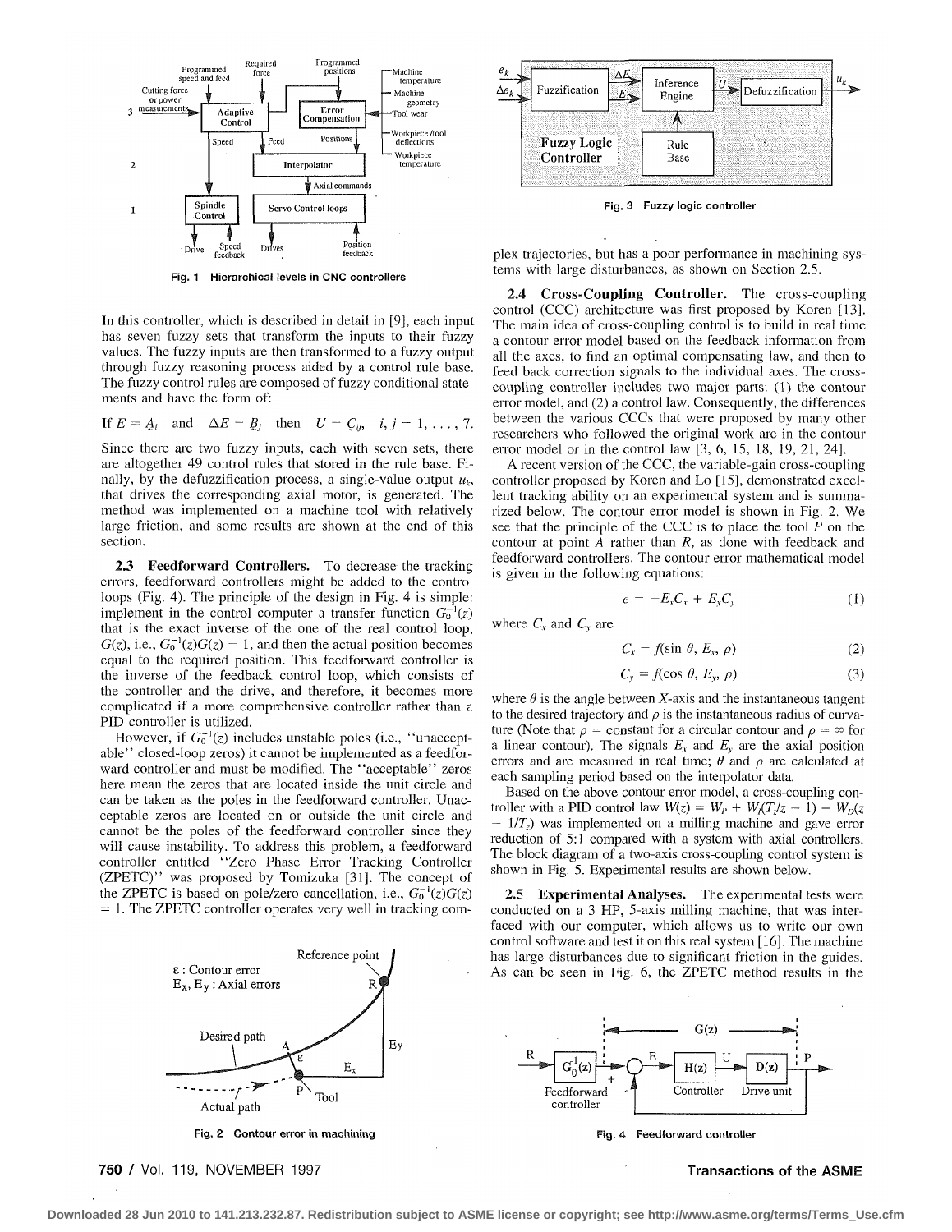Fig. 1 Hierarchical levels in CNC controllers

In this controller, which is described in detail in [9], each input has seven fuzzy sets that transform the inputs to their fuzzy values. The fuzzy inputs are then transformed to a fuzzy output through fuzzy reasoning process aided by a control rule base. The fuzzy control rules are composed of fuzzy conditional statements and have the form of:

If $E = \underset{\sim}{A}_i$ and $\Delta E = \underset{\sim}{B}_j$ then $U = \underset{\sim}{C}_{ij}$, $i, j = 1, \ldots, 7$.

Since there are two fuzzy inputs, each with seven sets, there are altogether 49 control rules that stored in the rule base. Finally, by the defuzzification process, a single-value output $u_k$, that drives the corresponding axial motor, is generated. The method was implemented on a machine tool with relatively large friction, and some results are shown at the end of this section.

**2.3 Feedforward Controllers.** To decrease the tracking errors, feedforward controllers might be added to the control loops (Fig. 4). The principle of the design in Fig. 4 is simple: implement in the control computer a transfer function $G_0^{-1}(z)$ that is the exact inverse of the one of the real control loop, $G(z)$, i.e., $G_0^{-1}(z)G(z) = 1$, and then the actual position becomes equal to the required position. This feedforward controller is the inverse of the feedback control loop, which consists of the controller and the drive, and therefore, it becomes more complicated if a more comprehensive controller rather than a PID controller is utilized.

However, if $G_0^{-1}(z)$ includes unstable poles (i.e., "unacceptable" closed-loop zeros) it cannot be implemented as a feedforward controller and must be modified. The "acceptable" zeros here mean the zeros that are located inside the unit circle and can be taken as the poles in the feedforward controller. Unacceptable zeros are located on or outside the unit circle and cannot be the poles of the feedforward controller since they will cause instability. To address this problem, a feedforward controller entitled "Zero Phase Error Tracking Controller (ZPETC)" was proposed by Tomizuka [31]. The concept of the ZPETC is based on pole/zero cancellation, i.e., $G_0^{-1}(z)G(z) = 1$. The ZPETC controller operates very well in tracking complex trajectories, but has a poor performance in machining systems with large disturbances, as shown on Section 2.5.

Fig. 2 Contour error in machining

Fig. 3 Fuzzy logic controller

**2.4 Cross-Coupling Controller.** The cross-coupling control (CCC) architecture was first proposed by Koren [13]. The main idea of cross-coupling control is to build in real time a contour error model based on the feedback information from all the axes, to find an optimal compensating law, and then to feed back correction signals to the individual axes. The cross-coupling controller includes two major parts: (1) the contour error model, and (2) a control law. Consequently, the differences between the various CCCs that were proposed by many other researchers who followed the original work are in the contour error model or in the control law [3, 6, 15, 18, 19, 21, 24].

A recent version of the CCC, the variable-gain cross-coupling controller proposed by Koren and Lo [15], demonstrated excellent tracking ability on an experimental system and is summarized below. The contour error model is shown in Fig. 2. We see that the principle of the CCC is to place the tool $P$ on the contour at point $A$ rather than $R$, as done with feedback and feedforward controllers. The contour error mathematical model is given in the following equations:

$$\epsilon = -E_x C_x + E_y C_y \tag{1}$$

where $C_x$ and $C_y$ are

$$C_x = f(\sin\theta, E_x, \rho) \tag{2}$$

$$C_y = f(\cos\theta, E_y, \rho) \tag{3}$$

where $\theta$ is the angle between $X$-axis and the instantaneous tangent to the desired trajectory and $\rho$ is the instantaneous radius of curvature (Note that $\rho$ = constant for a circular contour and $\rho = \infty$ for a linear contour). The signals $E_x$ and $E_y$ are the axial position errors and are measured in real time; $\theta$ and $\rho$ are calculated at each sampling period based on the interpolator data.

Based on the above contour error model, a cross-coupling controller with a PID control law $W(z) = W_P + W_I(T_s/z - 1) + W_D(z - 1/T_s)$ was implemented on a milling machine and gave error reduction of 5:1 compared with a system with axial controllers. The block diagram of a two-axis cross-coupling control system is shown in Fig. 5. Experimental results are shown below.

**2.5 Experimental Analyses.** The experimental tests were conducted on a 3 HP, 5-axis milling machine, that was interfaced with our computer, which allows us to write our own control software and test it on this real system [16]. The machine has large disturbances due to significant friction in the guides. As can be seen in Fig. 6, the ZPETC method results in the

Fig. 4 Feedforward controller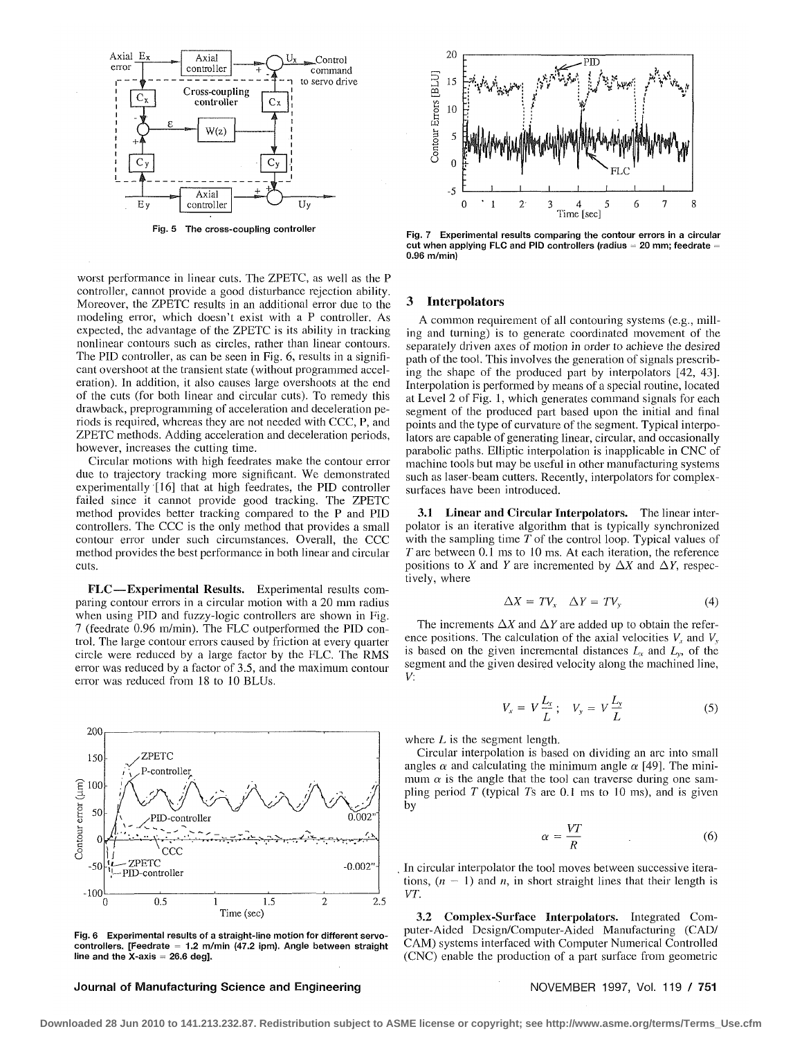Fig. 5 The cross-coupling controller

Fig. 7 Experimental results comparing the contour errors in a circular cut when applying FLC and PID controllers (radius = 20 mm; feedrate = 0.96 m/min)

worst performance in linear cuts. The ZPETC, as well as the P controller, cannot provide a good disturbance rejection ability. Moreover, the ZPETC results in an additional error due to the modeling error, which doesn't exist with a P controller. As expected, the advantage of the ZPETC is its ability in tracking nonlinear contours such as circles, rather than linear contours. The PID controller, as can be seen in Fig. 6, results in a significant overshoot at the transient state (without programmed acceleration). In addition, it also causes large overshoots at the end of the cuts (for both linear and circular cuts). To remedy this drawback, preprogramming of acceleration and deceleration periods is required, whereas they are not needed with CCC, P, and ZPETC methods. Adding acceleration and deceleration periods, however, increases the cutting time.

Circular motions with high feedrates make the contour error due to trajectory tracking more significant. We demonstrated experimentally [16] that at high feedrates, the PID controller failed since it cannot provide good tracking. The ZPETC method provides better tracking compared to the P and PID controllers. The CCC is the only method that provides a small contour error under such circumstances. Overall, the CCC method provides the best performance in both linear and circular cuts.

**FLC—Experimental Results.** Experimental results comparing contour errors in a circular motion with a 20 mm radius when using PID and fuzzy-logic controllers are shown in Fig. 7 (feedrate 0.96 m/min). The FLC outperformed the PID control. The large contour errors caused by friction at every quarter circle were reduced by a large factor by the FLC. The RMS error was reduced by a factor of 3.5, and the maximum contour error was reduced from 18 to 10 BLUs.

Fig. 6 Experimental results of a straight-line motion for different servo-controllers. [Feedrate = 1.2 m/min (47.2 ipm). Angle between straight line and the X-axis = 26.6 deg].

## 3 Interpolators

A common requirement of all contouring systems (e.g., milling and turning) is to generate coordinated movement of the separately driven axes of motion in order to achieve the desired path of the tool. This involves the generation of signals prescribing the shape of the produced part by interpolators [42, 43]. Interpolation is performed by means of a special routine, located at Level 2 of Fig. 1, which generates command signals for each segment of the produced part based upon the initial and final points and the type of curvature of the segment. Typical interpolators are capable of generating linear, circular, and occasionally parabolic paths. Elliptic interpolation is inapplicable in CNC of machine tools but may be useful in other manufacturing systems such as laser-beam cutters. Recently, interpolators for complex-surfaces have been introduced.

**3.1 Linear and Circular Interpolators.** The linear interpolator is an iterative algorithm that is typically synchronized with the sampling time $T$ of the control loop. Typical values of $T$ are between 0.1 ms to 10 ms. At each iteration, the reference positions to $X$ and $Y$ are incremented by $\Delta X$ and $\Delta Y$, respectively, where

$$\Delta X = TV_x \quad \Delta Y = TV_y \tag{4}$$

The increments $\Delta X$ and $\Delta Y$ are added up to obtain the reference positions. The calculation of the axial velocities $V_x$ and $V_y$ is based on the given incremental distances $L_x$ and $L_y$, of the segment and the given desired velocity along the machined line, $V$:

$$V_x = V\frac{L_x}{L}; \quad V_y = V\frac{L_y}{L} \tag{5}$$

where $L$ is the segment length.

Circular interpolation is based on dividing an arc into small angles $\alpha$ and calculating the minimum angle $\alpha$ [49]. The minimum $\alpha$ is the angle that the tool can traverse during one sampling period $T$ (typical $T$s are 0.1 ms to 10 ms), and is given by

$$\alpha = \frac{VT}{R} \tag{6}$$

In circular interpolator the tool moves between successive iterations, $(n - 1)$ and $n$, in short straight lines that their length is $VT$.

**3.2 Complex-Surface Interpolators.** Integrated Computer-Aided Design/Computer-Aided Manufacturing (CAD/CAM) systems interfaced with Computer Numerical Controlled (CNC) enable the production of a part surface from geometric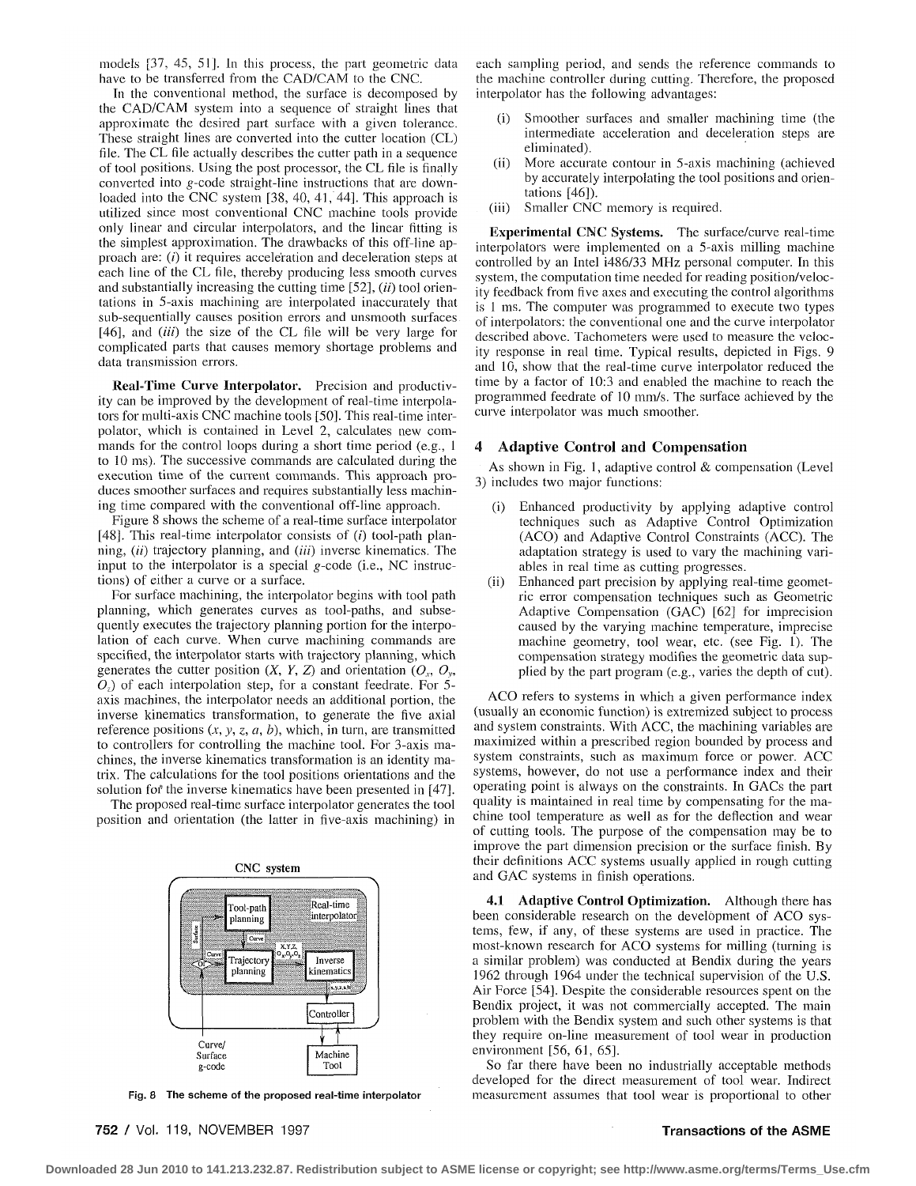models [37, 45, 51]. In this process, the part geometric data have to be transferred from the CAD/CAM to the CNC.

In the conventional method, the surface is decomposed by the CAD/CAM system into a sequence of straight lines that approximate the desired part surface with a given tolerance. These straight lines are converted into the cutter location (CL) file. The CL file actually describes the cutter path in a sequence of tool positions. Using the post processor, the CL file is finally converted into *g*-code straight-line instructions that are downloaded into the CNC system [38, 40, 41, 44]. This approach is utilized since most conventional CNC machine tools provide only linear and circular interpolators, and the linear fitting is the simplest approximation. The drawbacks of this off-line approach are: (*i*) it requires acceleration and deceleration steps at each line of the CL file, thereby producing less smooth curves and substantially increasing the cutting time [52], (*ii*) tool orientations in 5-axis machining are interpolated inaccurately that sub-sequentially causes position errors and unsmooth surfaces [46], and (*iii*) the size of the CL file will be very large for complicated parts that causes memory shortage problems and data transmission errors.

**Real-Time Curve Interpolator.** Precision and productivity can be improved by the development of real-time interpolators for multi-axis CNC machine tools [50]. This real-time interpolator, which is contained in Level 2, calculates new commands for the control loops during a short time period (e.g., 1 to 10 ms). The successive commands are calculated during the execution time of the current commands. This approach produces smoother surfaces and requires substantially less machining time compared with the conventional off-line approach.

Figure 8 shows the scheme of a real-time surface interpolator [48]. This real-time interpolator consists of (*i*) tool-path planning, (*ii*) trajectory planning, and (*iii*) inverse kinematics. The input to the interpolator is a special *g*-code (i.e., NC instructions) of either a curve or a surface.

For surface machining, the interpolator begins with tool path planning, which generates curves as tool-paths, and subsequently executes the trajectory planning portion for the interpolation of each curve. When curve machining commands are specified, the interpolator starts with trajectory planning, which generates the cutter position $(X, Y, Z)$ and orientation $(O_x, O_y, O_z)$ of each interpolation step, for a constant feedrate. For 5-axis machines, the interpolator needs an additional portion, the inverse kinematics transformation, to generate the five axial reference positions $(x, y, z, a, b)$, which, in turn, are transmitted to controllers for controlling the machine tool. For 3-axis machines, the inverse kinematics transformation is an identity matrix. The calculations for the tool positions orientations and the solution for the inverse kinematics have been presented in [47].

The proposed real-time surface interpolator generates the tool position and orientation (the latter in five-axis machining) in

Fig. 8 The scheme of the proposed real-time interpolator

each sampling period, and sends the reference commands to the machine controller during cutting. Therefore, the proposed interpolator has the following advantages:

(i) Smoother surfaces and smaller machining time (the intermediate acceleration and deceleration steps are eliminated).
(ii) More accurate contour in 5-axis machining (achieved by accurately interpolating the tool positions and orientations [46]).
(iii) Smaller CNC memory is required.

**Experimental CNC Systems.** The surface/curve real-time interpolators were implemented on a 5-axis milling machine controlled by an Intel i486/33 MHz personal computer. In this system, the computation time needed for reading position/velocity feedback from five axes and executing the control algorithms is 1 ms. The computer was programmed to execute two types of interpolators: the conventional one and the curve interpolator described above. Tachometers were used to measure the velocity response in real time. Typical results, depicted in Figs. 9 and 10, show that the real-time curve interpolator reduced the time by a factor of 10:3 and enabled the machine to reach the programmed feedrate of 10 mm/s. The surface achieved by the curve interpolator was much smoother.

## 4 Adaptive Control and Compensation

As shown in Fig. 1, adaptive control & compensation (Level 3) includes two major functions:

(i) Enhanced productivity by applying adaptive control techniques such as Adaptive Control Optimization (ACO) and Adaptive Control Constraints (ACC). The adaptation strategy is used to vary the machining variables in real time as cutting progresses.
(ii) Enhanced part precision by applying real-time geometric error compensation techniques such as Geometric Adaptive Compensation (GAC) [62] for imprecision caused by the varying machine temperature, imprecise machine geometry, tool wear, etc. (see Fig. 1). The compensation strategy modifies the geometric data supplied by the part program (e.g., varies the depth of cut).

ACO refers to systems in which a given performance index (usually an economic function) is extremized subject to process and system constraints. With ACC, the machining variables are maximized within a prescribed region bounded by process and system constraints, such as maximum force or power. ACC systems, however, do not use a performance index and their operating point is always on the constraints. In GACs the part quality is maintained in real time by compensating for the machine tool temperature as well as for the deflection and wear of cutting tools. The purpose of the compensation may be to improve the part dimension precision or the surface finish. By their definitions ACC systems usually applied in rough cutting and GAC systems in finish operations.

**4.1 Adaptive Control Optimization.** Although there has been considerable research on the development of ACO systems, few, if any, of these systems are used in practice. The most-known research for ACO systems for milling (turning is a similar problem) was conducted at Bendix during the years 1962 through 1964 under the technical supervision of the U.S. Air Force [54]. Despite the considerable resources spent on the Bendix project, it was not commercially accepted. The main problem with the Bendix system and such other systems is that they require on-line measurement of tool wear in production environment [56, 61, 65].

So far there have been no industrially acceptable methods developed for the direct measurement of tool wear. Indirect measurement assumes that tool wear is proportional to other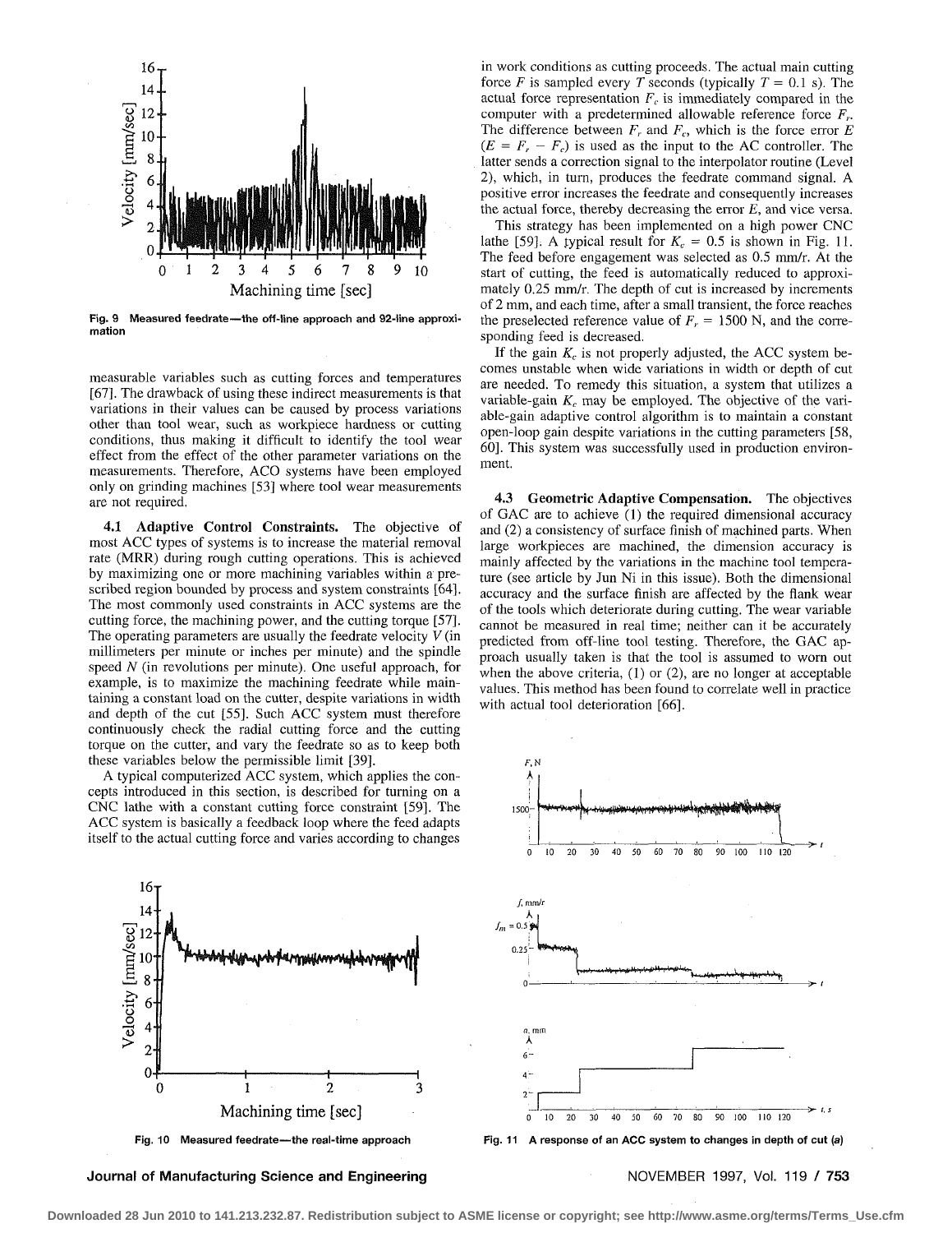Fig. 9 Measured feedrate—the off-line approach and 92-line approximation

measurable variables such as cutting forces and temperatures [67]. The drawback of using these indirect measurements is that variations in their values can be caused by process variations other than tool wear, such as workpiece hardness or cutting conditions, thus making it difficult to identify the tool wear effect from the effect of the other parameter variations on the measurements. Therefore, ACO systems have been employed only on grinding machines [53] where tool wear measurements are not required.

**4.1 Adaptive Control Constraints.** The objective of most ACC types of systems is to increase the material removal rate (MRR) during rough cutting operations. This is achieved by maximizing one or more machining variables within a prescribed region bounded by process and system constraints [64]. The most commonly used constraints in ACC systems are the cutting force, the machining power, and the cutting torque [57]. The operating parameters are usually the feedrate velocity $V$ (in millimeters per minute or inches per minute) and the spindle speed $N$ (in revolutions per minute). One useful approach, for example, is to maximize the machining feedrate while maintaining a constant load on the cutter, despite variations in width and depth of the cut [55]. Such ACC system must therefore continuously check the radial cutting force and the cutting torque on the cutter, and vary the feedrate so as to keep both these variables below the permissible limit [39].

A typical computerized ACC system, which applies the concepts introduced in this section, is described for turning on a CNC lathe with a constant cutting force constraint [59]. The ACC system is basically a feedback loop where the feed adapts itself to the actual cutting force and varies according to changes in work conditions as cutting proceeds. The actual main cutting force $F$ is sampled every $T$ seconds (typically $T = 0.1$ s). The actual force representation $F_c$ is immediately compared in the computer with a predetermined allowable reference force $F_r$. The difference between $F_r$ and $F_c$, which is the force error $E$ ($E = F_r - F_c$) is used as the input to the AC controller. The latter sends a correction signal to the interpolator routine (Level 2), which, in turn, produces the feedrate command signal. A positive error increases the feedrate and consequently increases the actual force, thereby decreasing the error $E$, and vice versa.

This strategy has been implemented on a high power CNC lathe [59]. A typical result for $K_c = 0.5$ is shown in Fig. 11. The feed before engagement was selected as 0.5 mm/r. At the start of cutting, the feed is automatically reduced to approximately 0.25 mm/r. The depth of cut is increased by increments of 2 mm, and each time, after a small transient, the force reaches the preselected reference value of $F_r = 1500$ N, and the corresponding feed is decreased.

If the gain $K_c$ is not properly adjusted, the ACC system becomes unstable when wide variations in width or depth of cut are needed. To remedy this situation, a system that utilizes a variable-gain $K_c$ may be employed. The objective of the variable-gain adaptive control algorithm is to maintain a constant open-loop gain despite variations in the cutting parameters [58, 60]. This system was successfully used in production environment.

**4.3 Geometric Adaptive Compensation.** The objectives of GAC are to achieve (1) the required dimensional accuracy and (2) a consistency of surface finish of machined parts. When large workpieces are machined, the dimension accuracy is mainly affected by the variations in the machine tool temperature (see article by Jun Ni in this issue). Both the dimensional accuracy and the surface finish are affected by the flank wear of the tools which deteriorate during cutting. The wear variable cannot be measured in real time; neither can it be accurately predicted from off-line tool testing. Therefore, the GAC approach usually taken is that the tool is assumed to worn out when the above criteria, (1) or (2), are no longer at acceptable values. This method has been found to correlate well in practice with actual tool deterioration [66].

Fig. 10 Measured feedrate—the real-time approach

Fig. 11 A response of an ACC system to changes in depth of cut (a)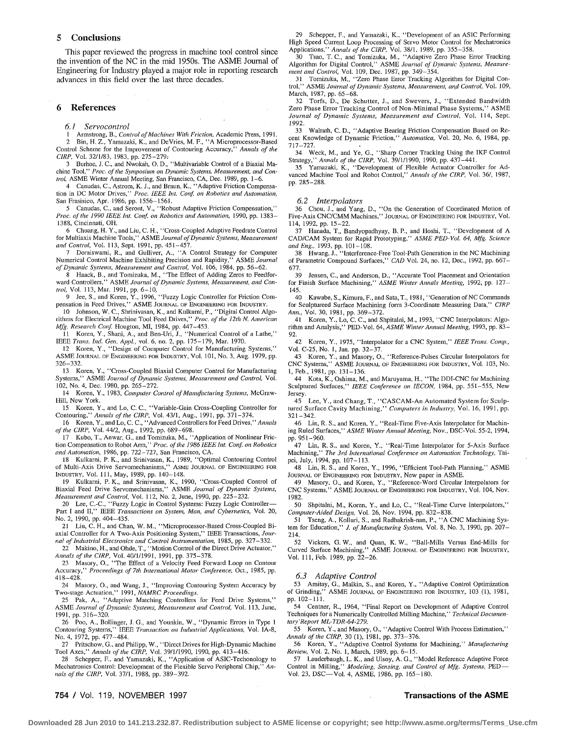## 5 Conclusions

This paper reviewed the progress in machine tool control since the invention of the NC in the mid 1950s. The ASME Journal of Engineering for Industry played a major role in reporting research advances in this field over the last three decades.

## 6 References

### 6.1 Servocontrol

1 Armstrong, B., *Control of Machines With Friction*, Academic Press, 1991.

2 Bin, H. Z., Yamazaki, K., and DeVries, M. F., "A Microprocessor-Based Control Scheme for the Improvement of Contouring Accuracy," *Annals of the CIRP*, Vol. 32/1/83, 1983, pp. 275–279.

3 Burhoe, J. C., and Nwokah, O. D., "Multivariable Control of a Biaxial Machine Tool," *Proc. of the Symposium on Dynamic Systems, Measurement, and Control*, ASME Winter Annual Meeting, San Francisco, CA, Dec. 1989, pp. 1–6.

4 Canudas, C., Astrom, K. J., and Braun, K., "Adaptive Friction Compensation in DC Motor Drives," *Proc. IEEE Int. Conf. on Robotics and Automation*, San Frasisico, Apr. 1986, pp. 1556–1561.

5 Canudas, C., and Seront, V., "Robust Adaptive Friction Compensation," *Proc. of the 1990 IEEE Int. Conf. on Robotics and Automation*, 1990, pp. 1383–1388, Cincinnati, OH.

6 Chuang, H. Y., and Liu, C. H., "Cross-Coupled Adaptive Feedrate Control for Multiaxis Machine Tools," ASME *Journal of Dynamic Systems, Measurement and Control*, Vol. 113, Sept. 1991, pp. 451–457.

7 Doraiswami, R., and Gulliver, A., "A Control Strategy for Computer Numerical Control Machine Exhibiting Precision and Rapidity," ASME *Journal of Dynamic Systems, Measurement and Control*, Vol. 106, 1984, pp. 56–62.

8 Haack, B., and Tomizuka, M., "The Effect of Adding Zeros to Feedforward Controllers," ASME *Journal of Dynamic Systems, Measurement, and Control*, Vol. 113, Mar. 1991, pp. 6–10.

9 Jee, S., and Koren, Y., 1996, "Fuzzy Logic Controller for Friction Compensation in Feed Drives," ASME JOURNAL OF ENGINEERING FOR INDUSTRY.

10 Johnson, W. C., Shrinivasan, K., and Kulkarni, P., "Digital Control Algorithms for Electrical Machine Tool Feed Drives," *Proc. of the 12th N. American Mfg. Research Conf.* Hougton, MI, 1984, pp. 447–453.

11 Koren, Y., Shani, A., and Ben-Uri, J., "Numerical Control of a Lathe," IEEE *Trans. Ind. Gen. Appl.*, vol. 6, no. 2, pp. 175–179, Mar. 1970.

12 Koren, Y., "Design of Computer Control for Manufacturing Systems," ASME JOURNAL OF ENGINEERING FOR INDUSTRY, Vol. 101, No. 3, Aug. 1979, pp. 326–332.

13 Koren, Y., "Cross-Coupled Biaxial Computer Control for Manufacturing Systems," ASME *Journal of Dynamic Systems, Measurement and Control*, Vol. 102, No. 4, Dec. 1980, pp. 265–272.

14 Koren, Y., 1983, *Computer Control of Manufacturing Systems*, McGraw-Hill, New York.

15 Koren, Y., and Lo, C. C., "Variable-Gain Cross-Coupling Controller for Contouring," *Annals of the CIRP*, Vol. 43/1, Aug., 1991, pp. 371–374.

16 Koren, Y., and Lo, C. C., "Advanced Controllers for Feed Drives," *Annals of the CIRP*, Vol. 44/2, Aug., 1992, pp. 689–698.

17 Kubo, T., Anwar, G., and Tomizuka, M., "Application of Nonlinear Friction Compensation to Robot Arm," *Proc. of the 1986 IEEE Int. Conf. on Robotics and Automation*, 1986, pp. 722–727, San Francisco, CA.

18 Kulkarni, P. K., and Srinivasan, K., 1989, "Optimal Contouring Control of Multi-Axis Drive Servomechanisms," ASME JOURNAL OF ENGINEERING FOR INDUSTRY, Vol. 111, May, 1989, pp. 140–148.

19 Kulkarni, P. K., and Srinivasan, K., 1990, "Cross-Coupled Control of Biaxial Feed Drive Servomechanisms," ASME *Journal of Dynamic Systems, Measurement and Control*, Vol. 112, No. 2, June, 1990, pp. 225–232.

20 Lee, C.-C., "Fuzzy Logic in Control Systems: Fuzzy Logic Controller—Part I and II," IEEE *Transactions on System, Man, and Cybernetics*, Vol. 20, No. 2, 1990, pp. 404–435.

21 Liu, C. H., and Chan, W. M., "Microprocessor-Based Cross-Coupled Biaxial Controller for A Two-Axis Positioning System," IEEE Transactions, *Journal of Industrial Electronics and Control Instrumentation*, 1985, pp. 327–332.

22 Makino, H., and Ohde, T., "Motion Control of the Direct Drive Actuator," *Annals of the CIRP*, Vol. 40/1/1991, 1991, pp. 375–378.

23 Masory, O., "The Effect of a Velocity Feed Forward Loop on Contour Accuracy," *Proceedings of 7th International Motor Conference*, Oct., 1985, pp. 418–428.

24 Masory, O., and Wang, J., "Improving Contouring System Accuracy by Two-stage Actuation," 1991, *NAMRC Proceedings*.

25 Pak, A., "Adaptive Matching Controllers for Feed Drive Systems," ASME *Journal of Dynamic Systems, Measurement and Control*, Vol. 113, June, 1991, pp. 316–320.

26 Poo, A., Bollinger, J. G., and Younkin, W., "Dynamic Errors in Type 1 Contouring Systems," IEEE *Transaction on Industrial Applications*, Vol. IA-8, No. 4, 1972, pp. 477–484.

27 Pritschow, G., and Philipp, W., "Direct Drives for High-Dynamic Machine Tool Axes," *Annals of the CIRP*, Vol. 39/1/1990, 1990, pp. 413–416.

28 Schepper, F., and Yamazaki, K., "Application of ASIC-Techonology to Mechatronics Control: Development of the Flexible Servo Peripheral Chip," *Annals of the CIRP*, Vol. 37/1, 1988, pp. 389–392.

29 Schepper, F., and Yamazaki, K., "Development of an ASIC Performing High Speed Current Loop Processing of Servo Motor Control for Mechatronics Applications," *Annals of the CIRP*, Vol. 38/1, 1989, pp. 355–358.

30 Tsao, T. C., and Tomizuka, M., "Adaptive Zero Phase Error Tracking Algorithm for Digital Control," ASME *Journal of Dynamic Systems, Measurement and Control*, Vol. 109, Dec. 1987, pp. 349–354.

31 Tomizuka, M., "Zero Phase Error Tracking Algorithm for Digital Control," ASME *Journal of Dynamic Systems, Measurement, and Control*, Vol. 109, March, 1987, pp. 65–68.

32 Torfs, D., De Schutter, J., and Swevers, J., "Extended Bandwidth Zero Phase Error Tracking Control of Non-Minimal Phase Systems," ASME *Journal of Dynamic Systems, Measurement and Control*, Vol. 114, Sept. 1992.

33 Walrath, C. D., "Adaptive Bearing Friction Compensation Based on Recent Knowledge of Dynamic Friction," *Automatica*, Vol. 20, No. 6, 1984, pp. 717–727.

34 Weck, M., and Ye, G., "Sharp Corner Tracking Using the IKF Control Strategy," *Annals of the CIRP*, Vol. 39/1/1990, 1990, pp. 437–441.

35 Yamazaki, K., "Development of Flexible Actuator Controller for Advanced Machine Tool and Robot Control," *Annals of the CIRP*, Vol. 36/, 1987, pp. 285–288.

### 6.2 Interpolators

36 Chou, J., and Yang, D., "On the Generation of Coordinated Motion of Five-Axis CNC/CMM Machines," JOURNAL OF ENGINEERING FOR INDUSTRY, Vol. 114, 1992, pp. 15–22.

37 Hanada, T., Bandyopadhyay, B. P., and Hoshi, T., "Development of A CAD/CAM System for Rapid Prototyping," *ASME PED-Vol. 64, Mfg. Science and Eng.*, 1993, pp. 101–108.

38 Hwang, J., "Interference-Free Tool-Path Generation in the NC Machining of Parametric Compound Surfaces," *CAD* Vol. 24, no. 12, Dec., 1992, pp. 667–677.

39 Jensen, C., and Anderson, D., "Accurate Tool Placement and Orientation for Finish Surface Machining," *ASME Winter Annals Meeting*, 1992, pp. 127–145.

40 Kawabe, S., Kimura, F., and Sata, T., 1981, "Generation of NC Commands for Sculptureed Surface Machining form 3-Coordinate Measuring Data," *CIRP Ann.*, Vol. 30, 1981, pp. 369–372.

41 Koren, Y., Lo, C. C., and Shpitalni, M., 1993, "CNC Interpolators: Algorithm and Analysis," PED-Vol. 64, *ASME Winter Annual Meeting*, 1993, pp. 83–92.

42 Koren, Y., 1975, "Interpolator for a CNC System," *IEEE Trans. Comp.*, Vol. C-25, No. 1, Jan. pp. 32–37.

43 Koren, Y., and Masory, O., "Reference-Pulses Circular Interpolators for CNC Systems," ASME JOURNAL OF ENGINEERING FOR INDUSTRY, Vol. 103, No. 1, Feb., 1981, pp. 131–136.

44 Kota, K., Oshima, M., and Maruyama, H., "The DDI-CNC for Machining Sculptured Surfaces," *IEEE Conference on IECON*, 1984, pp. 551–555, New Jersey.

45 Lee, Y., and Chang, T., "CASCAM-An Automated System for Sculptured Surface Cavity Machining," *Computers in Industry*, Vol. 16, 1991, pp. 321–342.

46 Lin, R. S., and Koren, Y., "Real-Time Five-Axis Interpolator for Machining Ruled Surfaces," *ASME Winter Annual Meeting*, Nov., DSC-Vol. 55-2, 1994, pp. 951–960.

47 Lin, R. S., and Koren, Y., "Real-Time Interpolator for 5-Axis Surface Machining," *The 3rd International Conference on Automation Technology*, Taipei, July, 1994, pp. 107–113.

48 Lin, R. S., and Koren, Y., 1996, "Efficient Tool-Path Planning," ASME JOURNAL OF ENGINEERING FOR INDUSTRY, New paper in ASME.

49 Masory, O., and Koren, Y., "Reference-Word Circular Interpolators for CNC Systems," ASME JOURNAL OF ENGINEERING FOR INDUSTRY, Vol. 104, Nov. 1982.

50 Shpitalni, M., Koren, Y., and Lo, C., "Real-Time Curve Interpolators," *Computer-Aided Design*, Vol. 26, Nov. 1994, pp. 832–838.

51 Tseng, A., Kolluri, S., and Radhakrish-nan, P., "A CNC Machining System for Education," *J. of Manufacturing System*, Vol. 8, No. 3, 1990, pp. 207–214.

52 Vickers, G. W., and Quan, K. W., "Ball-Mills Versus End-Mills for Curved Surface Machining," ASME JOURNAL OF ENGINEERING FOR INDUSTRY, Vol. 111, Feb. 1989, pp. 22–26.

### 6.3 Adaptive Control

53 Amitay, G., Malkin, S., and Koren, Y., "Adaptive Control Optimization of Grinding," ASME JOURNAL OF ENGINEERING FOR INDUSTRY, 103 (1), 1981, pp. 102–111.

54 Centner, R., 1964, "Final Report on Development of Adaptive Control Techniques for a Numerically Controlled Milling Machine," *Technical Documentary Report ML-TDR-64-279*.

55 Koren, Y., and Masory, O., "Adaptive Control With Process Estimation," *Annals of the CIRP*, 30 (1), 1981, pp. 373–376.

56 Koren, Y., "Adaptive Control Systems for Machining," *Manufacturing Review*, Vol. 2, No. 1, March, 1989, pp. 6–15.

57 Lauderbaugh, L. K., and Ulsoy, A. G., "Model Reference Adaptive Force Control in Milling," *Modeling, Sensing, and Control of Mfg. Systems*, PED—Vol. 23, DSC—Vol. 4, ASME, 1986, pp. 165–180.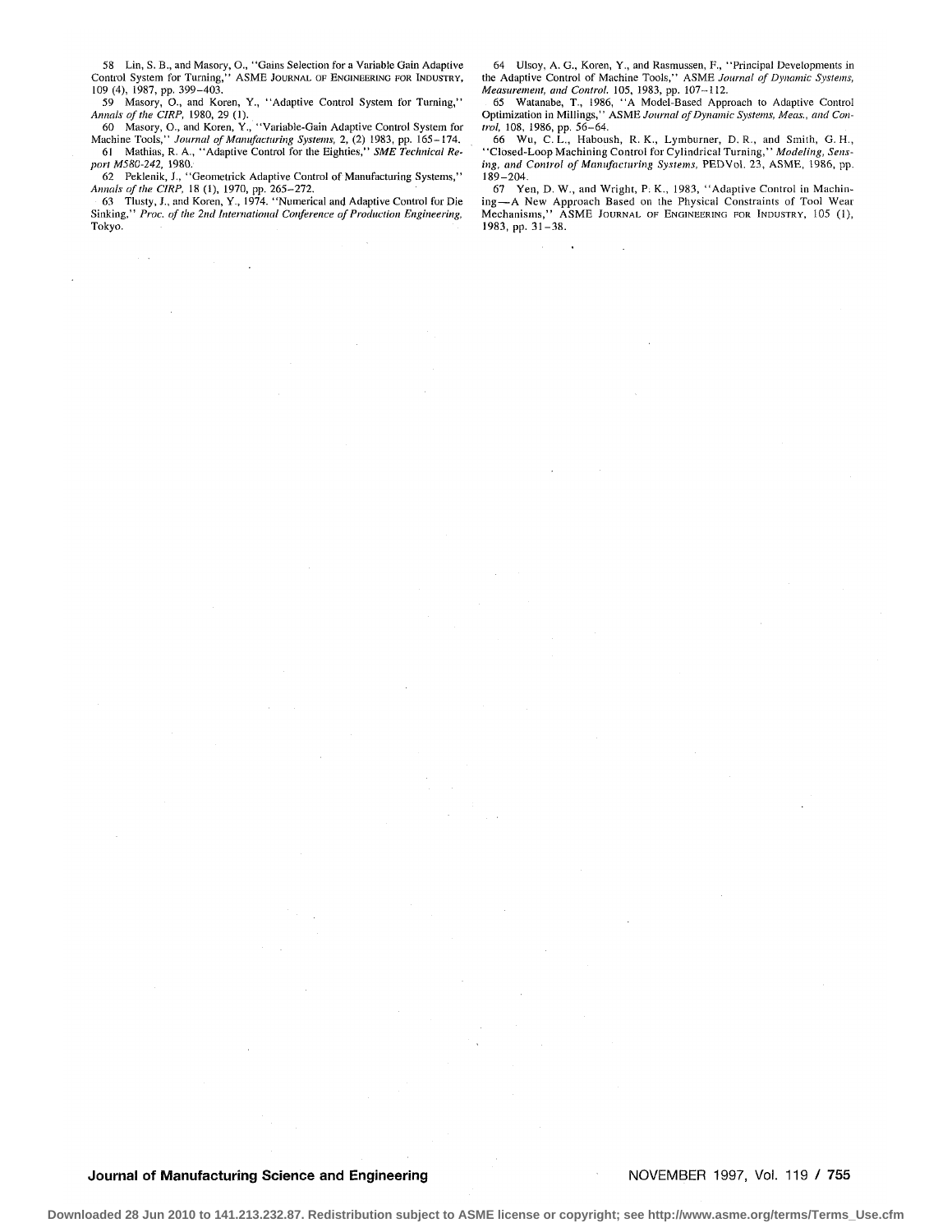58 Lin, S. B., and Masory, O., "Gains Selection for a Variable Gain Adaptive Control System for Turning," ASME JOURNAL OF ENGINEERING FOR INDUSTRY, 109 (4), 1987, pp. 399–403.

59 Masory, O., and Koren, Y., "Adaptive Control System for Turning," *Annals of the CIRP*, 1980, 29 (1).

60 Masory, O., and Koren, Y., "Variable-Gain Adaptive Control System for Machine Tools," *Journal of Manufacturing Systems*, 2, (2) 1983, pp. 165–174.

61 Mathias, R. A., "Adaptive Control for the Eighties," *SME Technical Report M580-242*, 1980.

62 Peklenik, J., "Geometrick Adaptive Control of Manufacturing Systems," *Annals of the CIRP*, 18 (1), 1970, pp. 265–272.

63 Tlusty, J., and Koren, Y., 1974. "Numerical and Adaptive Control for Die Sinking," *Proc. of the 2nd International Conference of Production Engineering*, Tokyo.

64 Ulsoy, A. G., Koren, Y., and Rasmussen, F., "Principal Developments in the Adaptive Control of Machine Tools," ASME *Journal of Dynamic Systems, Measurement, and Control*. 105, 1983, pp. 107–112.

65 Watanabe, T., 1986, "A Model-Based Approach to Adaptive Control Optimization in Millings," ASME *Journal of Dynamic Systems, Meas., and Control*, 108, 1986, pp. 56–64.

66 Wu, C. L., Haboush, R. K., Lymburner, D. R., and Smith, G. H., "Closed-Loop Machining Control for Cylindrical Turning," *Modeling, Sensing, and Control of Manufacturing Systems*, PEDVol. 23, ASME, 1986, pp. 189–204.

67 Yen, D. W., and Wright, P. K., 1983, "Adaptive Control in Machining—A New Approach Based on the Physical Constraints of Tool Wear Mechanisms," ASME JOURNAL OF ENGINEERING FOR INDUSTRY, 105 (1), 1983, pp. 31–38.